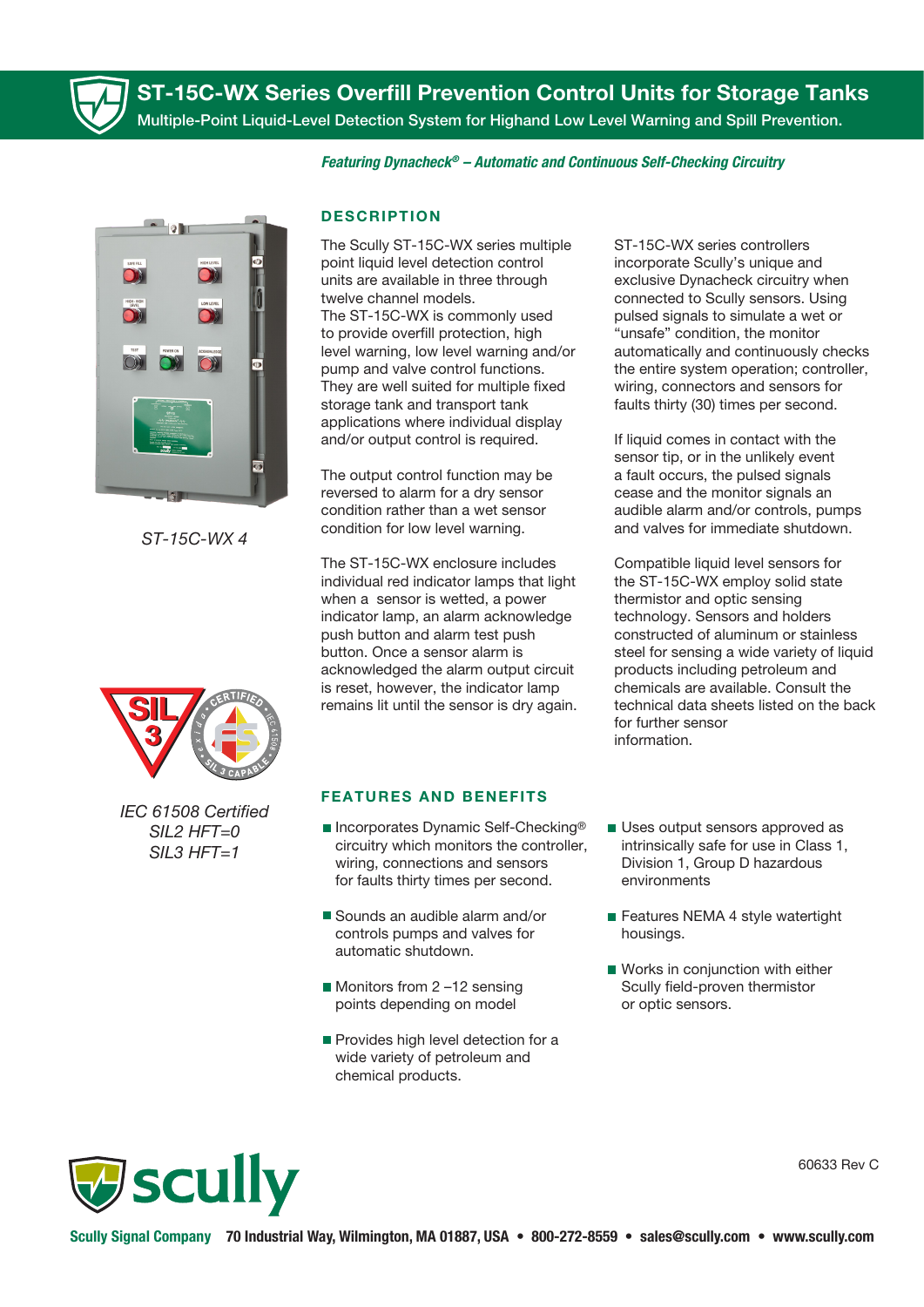# ST-15C-WX Series Overfill Prevention Control Units for Storage Tanks

Multiple-Point Liquid-Level Detection System for Highand Low Level Warning and Spill Prevention.

***Featuring Dynacheck® – Automatic and Continuous Self-Checking Circuitry***

ST-15C-WX 4

IEC 61508 Certified
SIL2 HFT=0
SIL3 HFT=1

## DESCRIPTION

The Scully ST-15C-WX series multiple point liquid level detection control units are available in three through twelve channel models.
The ST-15C-WX is commonly used to provide overfill protection, high level warning, low level warning and/or pump and valve control functions. They are well suited for multiple fixed storage tank and transport tank applications where individual display and/or output control is required.

The output control function may be reversed to alarm for a dry sensor condition rather than a wet sensor condition for low level warning.

The ST-15C-WX enclosure includes individual red indicator lamps that light when a sensor is wetted, a power indicator lamp, an alarm acknowledge push button and alarm test push button. Once a sensor alarm is acknowledged the alarm output circuit is reset, however, the indicator lamp remains lit until the sensor is dry again.

ST-15C-WX series controllers incorporate Scully's unique and exclusive Dynacheck circuitry when connected to Scully sensors. Using pulsed signals to simulate a wet or "unsafe" condition, the monitor automatically and continuously checks the entire system operation; controller, wiring, connectors and sensors for faults thirty (30) times per second.

If liquid comes in contact with the sensor tip, or in the unlikely event a fault occurs, the pulsed signals cease and the monitor signals an audible alarm and/or controls, pumps and valves for immediate shutdown.

Compatible liquid level sensors for the ST-15C-WX employ solid state thermistor and optic sensing technology. Sensors and holders constructed of aluminum or stainless steel for sensing a wide variety of liquid products including petroleum and chemicals are available. Consult the technical data sheets listed on the back for further sensor information.

## FEATURES AND BENEFITS

- Incorporates Dynamic Self-Checking® circuitry which monitors the controller, wiring, connections and sensors for faults thirty times per second.
- Sounds an audible alarm and/or controls pumps and valves for automatic shutdown.
- Monitors from 2 –12 sensing points depending on model
- Provides high level detection for a wide variety of petroleum and chemical products.
- Uses output sensors approved as intrinsically safe for use in Class 1, Division 1, Group D hazardous environments
- Features NEMA 4 style watertight housings.
- Works in conjunction with either Scully field-proven thermistor or optic sensors.

60633 Rev C

Scully Signal Company 70 Industrial Way, Wilmington, MA 01887, USA • 800-272-8559 • sales@scully.com • www.scully.com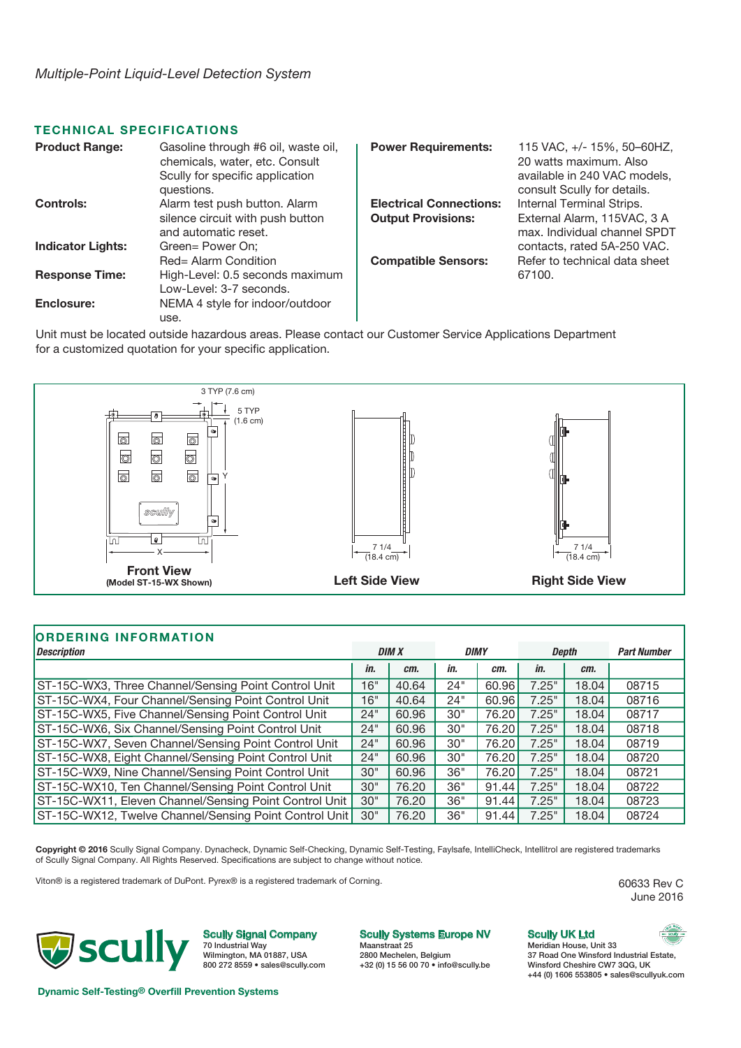*Multiple-Point Liquid-Level Detection System*

## TECHNICAL SPECIFICATIONS

**Product Range:** Gasoline through #6 oil, waste oil, chemicals, water, etc. Consult Scully for specific application questions.

**Controls:** Alarm test push button. Alarm silence circuit with push button and automatic reset.

**Indicator Lights:** Green= Power On; Red= Alarm Condition

**Response Time:** High-Level: 0.5 seconds maximum Low-Level: 3-7 seconds.

**Enclosure:** NEMA 4 style for indoor/outdoor use.

**Power Requirements:** 115 VAC, +/- 15%, 50–60HZ, 20 watts maximum. Also available in 240 VAC models, consult Scully for details.

**Electrical Connections:** Internal Terminal Strips.

**Output Provisions:** External Alarm, 115VAC, 3 A max. Individual channel SPDT contacts, rated 5A-250 VAC.

**Compatible Sensors:** Refer to technical data sheet 67100.

Unit must be located outside hazardous areas. Please contact our Customer Service Applications Department for a customized quotation for your specific application.

3 TYP (7.6 cm)
5 TYP (1.6 cm)
Y
X
scully
7 1/4 (18.4 cm)
7 1/4 (18.4 cm)

**Front View**
**(Model ST-15-WX Shown)**

**Left Side View**

**Right Side View**

## ORDERING INFORMATION

| *Description* | *DIM X* | | *DIMY* | | *Depth* | | *Part Number* |
|---|---|---|---|---|---|---|---|
| | *in.* | *cm.* | *in.* | *cm.* | *in.* | *cm.* | |
| ST-15C-WX3, Three Channel/Sensing Point Control Unit | 16" | 40.64 | 24" | 60.96 | 7.25" | 18.04 | 08715 |
| ST-15C-WX4, Four Channel/Sensing Point Control Unit | 16" | 40.64 | 24" | 60.96 | 7.25" | 18.04 | 08716 |
| ST-15C-WX5, Five Channel/Sensing Point Control Unit | 24" | 60.96 | 30" | 76.20 | 7.25" | 18.04 | 08717 |
| ST-15C-WX6, Six Channel/Sensing Point Control Unit | 24" | 60.96 | 30" | 76.20 | 7.25" | 18.04 | 08718 |
| ST-15C-WX7, Seven Channel/Sensing Point Control Unit | 24" | 60.96 | 30" | 76.20 | 7.25" | 18.04 | 08719 |
| ST-15C-WX8, Eight Channel/Sensing Point Control Unit | 24" | 60.96 | 30" | 76.20 | 7.25" | 18.04 | 08720 |
| ST-15C-WX9, Nine Channel/Sensing Point Control Unit | 30" | 60.96 | 36" | 76.20 | 7.25" | 18.04 | 08721 |
| ST-15C-WX10, Ten Channel/Sensing Point Control Unit | 30" | 76.20 | 36" | 91.44 | 7.25" | 18.04 | 08722 |
| ST-15C-WX11, Eleven Channel/Sensing Point Control Unit | 30" | 76.20 | 36" | 91.44 | 7.25" | 18.04 | 08723 |
| ST-15C-WX12, Twelve Channel/Sensing Point Control Unit | 30" | 76.20 | 36" | 91.44 | 7.25" | 18.04 | 08724 |

**Copyright © 2016** Scully Signal Company. Dynacheck, Dynamic Self-Checking, Dynamic Self-Testing, Faylsafe, IntelliCheck, Intellitrol are registered trademarks of Scully Signal Company. All Rights Reserved. Specifications are subject to change without notice.

Viton® is a registered trademark of DuPont. Pyrex® is a registered trademark of Corning.

60633 Rev C
June 2016

**Scully Signal Company**
70 Industrial Way
Wilmington, MA 01887, USA
800 272 8559 • sales@scully.com

**Scully Systems Europe NV**
Maanstraat 25
2800 Mechelen, Belgium
+32 (0) 15 56 00 70 • info@scully.be

**Scully UK Ltd**
Meridian House, Unit 33
37 Road One Winsford Industrial Estate,
Winsford Cheshire CW7 3QG, UK
+44 (0) 1606 553805 • sales@scullyuk.com

**Dynamic Self-Testing® Overfill Prevention Systems**